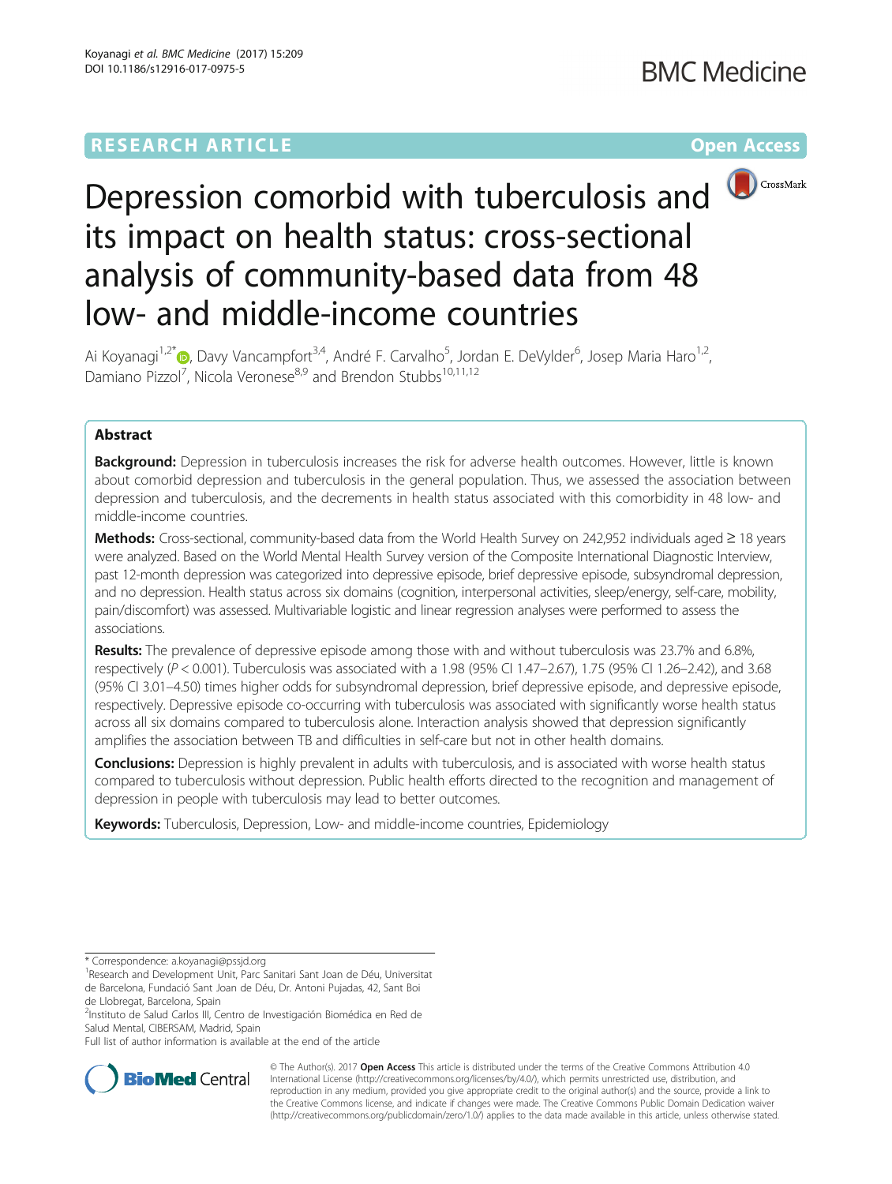RESEARCH ARTICLE

Open Access

# Depression comorbid with tuberculosis and its impact on health status: cross-sectional analysis of community-based data from 48 low- and middle-income countries

Ai Koyanagi[1,2*], Davy Vancampfort[3,4], André F. Carvalho[5], Jordan E. DeVylder[6], Josep Maria Haro[1,2], Damiano Pizzol[7], Nicola Veronese[8,9] and Brendon Stubbs[10,11,12]

## Abstract

**Background:** Depression in tuberculosis increases the risk for adverse health outcomes. However, little is known about comorbid depression and tuberculosis in the general population. Thus, we assessed the association between depression and tuberculosis, and the decrements in health status associated with this comorbidity in 48 low- and middle-income countries.

**Methods:** Cross-sectional, community-based data from the World Health Survey on 242,952 individuals aged ≥ 18 years were analyzed. Based on the World Mental Health Survey version of the Composite International Diagnostic Interview, past 12-month depression was categorized into depressive episode, brief depressive episode, subsyndromal depression, and no depression. Health status across six domains (cognition, interpersonal activities, sleep/energy, self-care, mobility, pain/discomfort) was assessed. Multivariable logistic and linear regression analyses were performed to assess the associations.

**Results:** The prevalence of depressive episode among those with and without tuberculosis was 23.7% and 6.8%, respectively ($P < 0.001$). Tuberculosis was associated with a 1.98 (95% CI 1.47–2.67), 1.75 (95% CI 1.26–2.42), and 3.68 (95% CI 3.01–4.50) times higher odds for subsyndromal depression, brief depressive episode, and depressive episode, respectively. Depressive episode co-occurring with tuberculosis was associated with significantly worse health status across all six domains compared to tuberculosis alone. Interaction analysis showed that depression significantly amplifies the association between TB and difficulties in self-care but not in other health domains.

**Conclusions:** Depression is highly prevalent in adults with tuberculosis, and is associated with worse health status compared to tuberculosis without depression. Public health efforts directed to the recognition and management of depression in people with tuberculosis may lead to better outcomes.

**Keywords:** Tuberculosis, Depression, Low- and middle-income countries, Epidemiology

* Correspondence: a.koyanagi@pssjd.org

[1]Research and Development Unit, Parc Sanitari Sant Joan de Déu, Universitat de Barcelona, Fundació Sant Joan de Déu, Dr. Antoni Pujadas, 42, Sant Boi de Llobregat, Barcelona, Spain

[2]Instituto de Salud Carlos III, Centro de Investigación Biomédica en Red de Salud Mental, CIBERSAM, Madrid, Spain

Full list of author information is available at the end of the article

© The Author(s). 2017 **Open Access** This article is distributed under the terms of the Creative Commons Attribution 4.0 International License (http://creativecommons.org/licenses/by/4.0/), which permits unrestricted use, distribution, and reproduction in any medium, provided you give appropriate credit to the original author(s) and the source, provide a link to the Creative Commons license, and indicate if changes were made. The Creative Commons Public Domain Dedication waiver (http://creativecommons.org/publicdomain/zero/1.0/) applies to the data made available in this article, unless otherwise stated.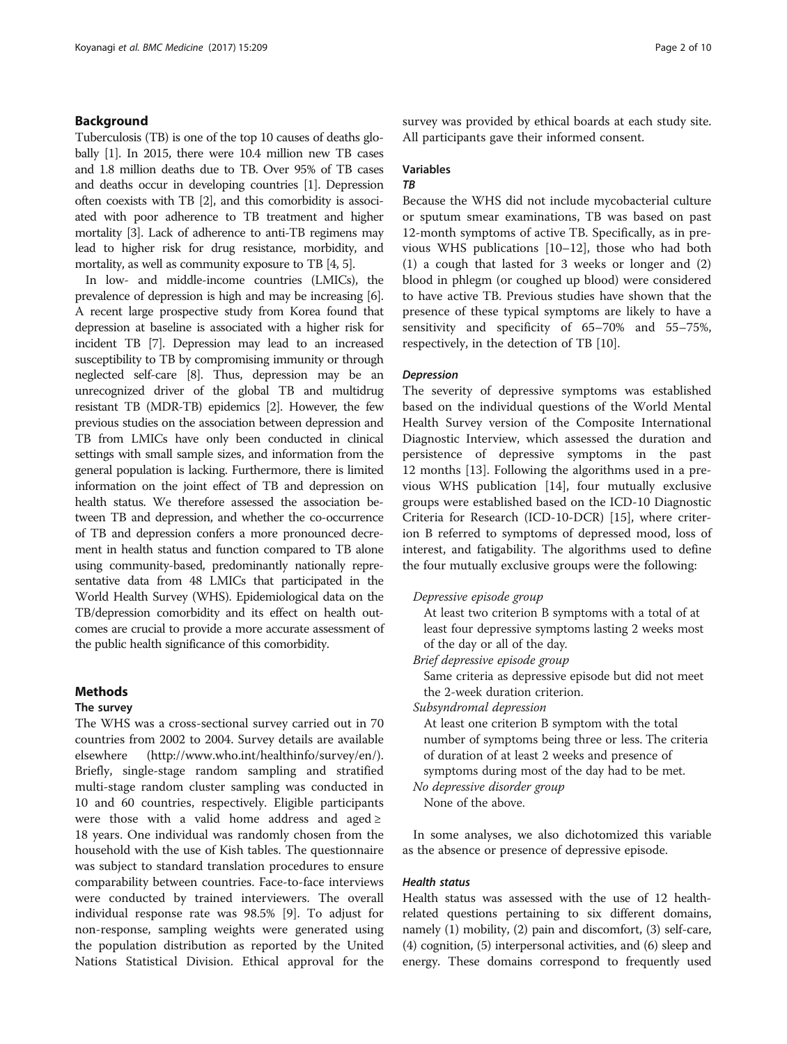## Background

Tuberculosis (TB) is one of the top 10 causes of deaths globally [1]. In 2015, there were 10.4 million new TB cases and 1.8 million deaths due to TB. Over 95% of TB cases and deaths occur in developing countries [1]. Depression often coexists with TB [2], and this comorbidity is associated with poor adherence to TB treatment and higher mortality [3]. Lack of adherence to anti-TB regimens may lead to higher risk for drug resistance, morbidity, and mortality, as well as community exposure to TB [4, 5].

In low- and middle-income countries (LMICs), the prevalence of depression is high and may be increasing [6]. A recent large prospective study from Korea found that depression at baseline is associated with a higher risk for incident TB [7]. Depression may lead to an increased susceptibility to TB by compromising immunity or through neglected self-care [8]. Thus, depression may be an unrecognized driver of the global TB and multidrug resistant TB (MDR-TB) epidemics [2]. However, the few previous studies on the association between depression and TB from LMICs have only been conducted in clinical settings with small sample sizes, and information from the general population is lacking. Furthermore, there is limited information on the joint effect of TB and depression on health status. We therefore assessed the association between TB and depression, and whether the co-occurrence of TB and depression confers a more pronounced decrement in health status and function compared to TB alone using community-based, predominantly nationally representative data from 48 LMICs that participated in the World Health Survey (WHS). Epidemiological data on the TB/depression comorbidity and its effect on health outcomes are crucial to provide a more accurate assessment of the public health significance of this comorbidity.

## Methods

### The survey

The WHS was a cross-sectional survey carried out in 70 countries from 2002 to 2004. Survey details are available elsewhere (http://www.who.int/healthinfo/survey/en/). Briefly, single-stage random sampling and stratified multi-stage random cluster sampling was conducted in 10 and 60 countries, respectively. Eligible participants were those with a valid home address and aged ≥ 18 years. One individual was randomly chosen from the household with the use of Kish tables. The questionnaire was subject to standard translation procedures to ensure comparability between countries. Face-to-face interviews were conducted by trained interviewers. The overall individual response rate was 98.5% [9]. To adjust for non-response, sampling weights were generated using the population distribution as reported by the United Nations Statistical Division. Ethical approval for the survey was provided by ethical boards at each study site. All participants gave their informed consent.

### Variables

#### *TB*

Because the WHS did not include mycobacterial culture or sputum smear examinations, TB was based on past 12-month symptoms of active TB. Specifically, as in previous WHS publications [10–12], those who had both (1) a cough that lasted for 3 weeks or longer and (2) blood in phlegm (or coughed up blood) were considered to have active TB. Previous studies have shown that the presence of these typical symptoms are likely to have a sensitivity and specificity of 65–70% and 55–75%, respectively, in the detection of TB [10].

#### *Depression*

The severity of depressive symptoms was established based on the individual questions of the World Mental Health Survey version of the Composite International Diagnostic Interview, which assessed the duration and persistence of depressive symptoms in the past 12 months [13]. Following the algorithms used in a previous WHS publication [14], four mutually exclusive groups were established based on the ICD-10 Diagnostic Criteria for Research (ICD-10-DCR) [15], where criterion B referred to symptoms of depressed mood, loss of interest, and fatigability. The algorithms used to define the four mutually exclusive groups were the following:

*Depressive episode group*
At least two criterion B symptoms with a total of at least four depressive symptoms lasting 2 weeks most of the day or all of the day.

*Brief depressive episode group*
Same criteria as depressive episode but did not meet the 2-week duration criterion.

*Subsyndromal depression*
At least one criterion B symptom with the total number of symptoms being three or less. The criteria of duration of at least 2 weeks and presence of symptoms during most of the day had to be met.

*No depressive disorder group*
None of the above.

In some analyses, we also dichotomized this variable as the absence or presence of depressive episode.

#### *Health status*

Health status was assessed with the use of 12 health-related questions pertaining to six different domains, namely (1) mobility, (2) pain and discomfort, (3) self-care, (4) cognition, (5) interpersonal activities, and (6) sleep and energy. These domains correspond to frequently used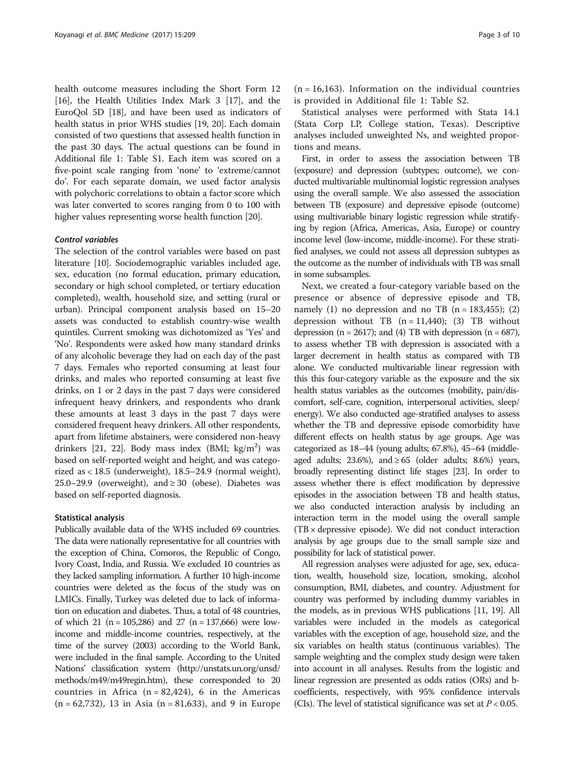health outcome measures including the Short Form 12 [16], the Health Utilities Index Mark 3 [17], and the EuroQol 5D [18], and have been used as indicators of health status in prior WHS studies [19, 20]. Each domain consisted of two questions that assessed health function in the past 30 days. The actual questions can be found in Additional file 1: Table S1. Each item was scored on a five-point scale ranging from 'none' to 'extreme/cannot do'. For each separate domain, we used factor analysis with polychoric correlations to obtain a factor score which was later converted to scores ranging from 0 to 100 with higher values representing worse health function [20].

#### *Control variables*

The selection of the control variables were based on past literature [10]. Sociodemographic variables included age, sex, education (no formal education, primary education, secondary or high school completed, or tertiary education completed), wealth, household size, and setting (rural or urban). Principal component analysis based on 15–20 assets was conducted to establish country-wise wealth quintiles. Current smoking was dichotomized as 'Yes' and 'No'. Respondents were asked how many standard drinks of any alcoholic beverage they had on each day of the past 7 days. Females who reported consuming at least four drinks, and males who reported consuming at least five drinks, on 1 or 2 days in the past 7 days were considered infrequent heavy drinkers, and respondents who drank these amounts at least 3 days in the past 7 days were considered frequent heavy drinkers. All other respondents, apart from lifetime abstainers, were considered non-heavy drinkers [21, 22]. Body mass index (BMI; $kg/m^2$) was based on self-reported weight and height, and was categorized as < 18.5 (underweight), 18.5–24.9 (normal weight), 25.0–29.9 (overweight), and ≥ 30 (obese). Diabetes was based on self-reported diagnosis.

### Statistical analysis

Publically available data of the WHS included 69 countries. The data were nationally representative for all countries with the exception of China, Comoros, the Republic of Congo, Ivory Coast, India, and Russia. We excluded 10 countries as they lacked sampling information. A further 10 high-income countries were deleted as the focus of the study was on LMICs. Finally, Turkey was deleted due to lack of information on education and diabetes. Thus, a total of 48 countries, of which 21 (n = 105,286) and 27 (n = 137,666) were low-income and middle-income countries, respectively, at the time of the survey (2003) according to the World Bank, were included in the final sample. According to the United Nations' classification system (http://unstats.un.org/unsd/methods/m49/m49regin.htm), these corresponded to 20 countries in Africa (n = 82,424), 6 in the Americas (n = 62,732), 13 in Asia (n = 81,633), and 9 in Europe (n = 16,163). Information on the individual countries is provided in Additional file 1: Table S2.

Statistical analyses were performed with Stata 14.1 (Stata Corp LP, College station, Texas). Descriptive analyses included unweighted Ns, and weighted proportions and means.

First, in order to assess the association between TB (exposure) and depression (subtypes; outcome), we conducted multivariable multinomial logistic regression analyses using the overall sample. We also assessed the association between TB (exposure) and depressive episode (outcome) using multivariable binary logistic regression while stratifying by region (Africa, Americas, Asia, Europe) or country income level (low-income, middle-income). For these stratified analyses, we could not assess all depression subtypes as the outcome as the number of individuals with TB was small in some subsamples.

Next, we created a four-category variable based on the presence or absence of depressive episode and TB, namely (1) no depression and no TB (n = 183,455); (2) depression without TB (n = 11,440); (3) TB without depression (n = 2617); and (4) TB with depression (n = 687), to assess whether TB with depression is associated with a larger decrement in health status as compared with TB alone. We conducted multivariable linear regression with this this four-category variable as the exposure and the six health status variables as the outcomes (mobility, pain/discomfort, self-care, cognition, interpersonal activities, sleep/energy). We also conducted age-stratified analyses to assess whether the TB and depressive episode comorbidity have different effects on health status by age groups. Age was categorized as 18–44 (young adults; 67.8%), 45–64 (middle-aged adults; 23.6%), and ≥ 65 (older adults; 8.6%) years, broadly representing distinct life stages [23]. In order to assess whether there is effect modification by depressive episodes in the association between TB and health status, we also conducted interaction analysis by including an interaction term in the model using the overall sample (TB × depressive episode). We did not conduct interaction analysis by age groups due to the small sample size and possibility for lack of statistical power.

All regression analyses were adjusted for age, sex, education, wealth, household size, location, smoking, alcohol consumption, BMI, diabetes, and country. Adjustment for country was performed by including dummy variables in the models, as in previous WHS publications [11, 19]. All variables were included in the models as categorical variables with the exception of age, household size, and the six variables on health status (continuous variables). The sample weighting and the complex study design were taken into account in all analyses. Results from the logistic and linear regression are presented as odds ratios (ORs) and b-coefficients, respectively, with 95% confidence intervals (CIs). The level of statistical significance was set at $P < 0.05$.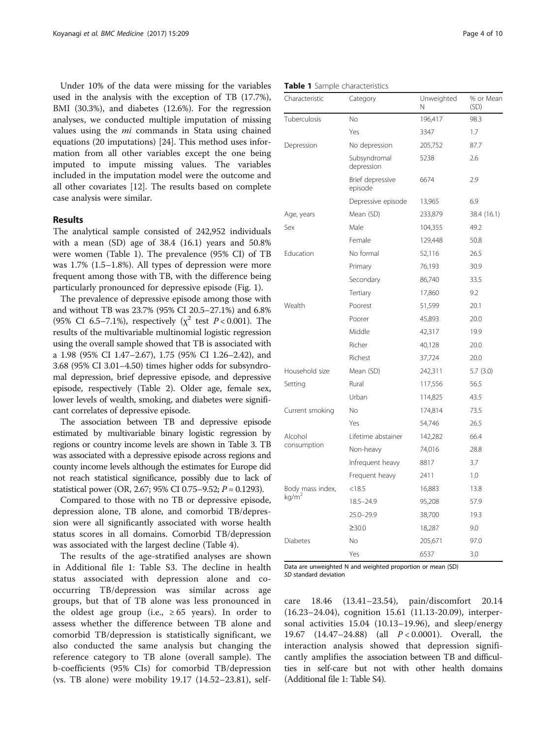Under 10% of the data were missing for the variables used in the analysis with the exception of TB (17.7%), BMI (30.3%), and diabetes (12.6%). For the regression analyses, we conducted multiple imputation of missing values using the *mi* commands in Stata using chained equations (20 imputations) [24]. This method uses information from all other variables except the one being imputed to impute missing values. The variables included in the imputation model were the outcome and all other covariates [12]. The results based on complete case analysis were similar.

## Results

The analytical sample consisted of 242,952 individuals with a mean (SD) age of 38.4 (16.1) years and 50.8% were women (Table 1). The prevalence (95% CI) of TB was 1.7% (1.5–1.8%). All types of depression were more frequent among those with TB, with the difference being particularly pronounced for depressive episode (Fig. 1).

The prevalence of depressive episode among those with and without TB was 23.7% (95% CI 20.5–27.1%) and 6.8% (95% CI 6.5–7.1%), respectively ($\chi^2$ test $P < 0.001$). The results of the multivariable multinomial logistic regression using the overall sample showed that TB is associated with a 1.98 (95% CI 1.47–2.67), 1.75 (95% CI 1.26–2.42), and 3.68 (95% CI 3.01–4.50) times higher odds for subsyndromal depression, brief depressive episode, and depressive episode, respectively (Table 2). Older age, female sex, lower levels of wealth, smoking, and diabetes were significant correlates of depressive episode.

The association between TB and depressive episode estimated by multivariable binary logistic regression by regions or country income levels are shown in Table 3. TB was associated with a depressive episode across regions and county income levels although the estimates for Europe did not reach statistical significance, possibly due to lack of statistical power (OR, 2.67; 95% CI 0.75–9.52; $P = 0.1293$).

Compared to those with no TB or depressive episode, depression alone, TB alone, and comorbid TB/depression were all significantly associated with worse health status scores in all domains. Comorbid TB/depression was associated with the largest decline (Table 4).

The results of the age-stratified analyses are shown in Additional file 1: Table S3. The decline in health status associated with depression alone and co-occurring TB/depression was similar across age groups, but that of TB alone was less pronounced in the oldest age group (i.e., ≥ 65 years). In order to assess whether the difference between TB alone and comorbid TB/depression is statistically significant, we also conducted the same analysis but changing the reference category to TB alone (overall sample). The b-coefficients (95% CIs) for comorbid TB/depression (vs. TB alone) were mobility 19.17 (14.52–23.81), self-care 18.46 (13.41–23.54), pain/discomfort 20.14 (16.23–24.04), cognition 15.61 (11.13-20.09), interpersonal activities 15.04 (10.13–19.96), and sleep/energy 19.67 (14.47–24.88) (all $P < 0.0001$). Overall, the interaction analysis showed that depression significantly amplifies the association between TB and difficulties in self-care but not with other health domains (Additional file 1: Table S4).

**Table 1** Sample characteristics

| Characteristic | Category | Unweighted N | % or Mean (SD) |
|---|---|---|---|
| Tuberculosis | No | 196,417 | 98.3 |
| | Yes | 3347 | 1.7 |
| Depression | No depression | 205,752 | 87.7 |
| | Subsyndromal depression | 5238 | 2.6 |
| | Brief depressive episode | 6674 | 2.9 |
| | Depressive episode | 13,965 | 6.9 |
| Age, years | Mean (SD) | 233,879 | 38.4 (16.1) |
| Sex | Male | 104,355 | 49.2 |
| | Female | 129,448 | 50.8 |
| Education | No formal | 52,116 | 26.5 |
| | Primary | 76,193 | 30.9 |
| | Secondary | 86,740 | 33.5 |
| | Tertiary | 17,860 | 9.2 |
| Wealth | Poorest | 51,599 | 20.1 |
| | Poorer | 45,893 | 20.0 |
| | Middle | 42,317 | 19.9 |
| | Richer | 40,128 | 20.0 |
| | Richest | 37,724 | 20.0 |
| Household size | Mean (SD) | 242,311 | 5.7 (3.0) |
| Setting | Rural | 117,556 | 56.5 |
| | Urban | 114,825 | 43.5 |
| Current smoking | No | 174,814 | 73.5 |
| | Yes | 54,746 | 26.5 |
| Alcohol consumption | Lifetime abstainer | 142,282 | 66.4 |
| | Non-heavy | 74,016 | 28.8 |
| | Infrequent heavy | 8817 | 3.7 |
| | Frequent heavy | 2411 | 1.0 |
| Body mass index, kg/m$^2$ | <18.5 | 16,883 | 13.8 |
| | 18.5–24.9 | 95,208 | 57.9 |
| | 25.0–29.9 | 38,700 | 19.3 |
| | ≥30.0 | 18,287 | 9.0 |
| Diabetes | No | 205,671 | 97.0 |
| | Yes | 6537 | 3.0 |

Data are unweighted N and weighted proportion or mean (SD)
*SD* standard deviation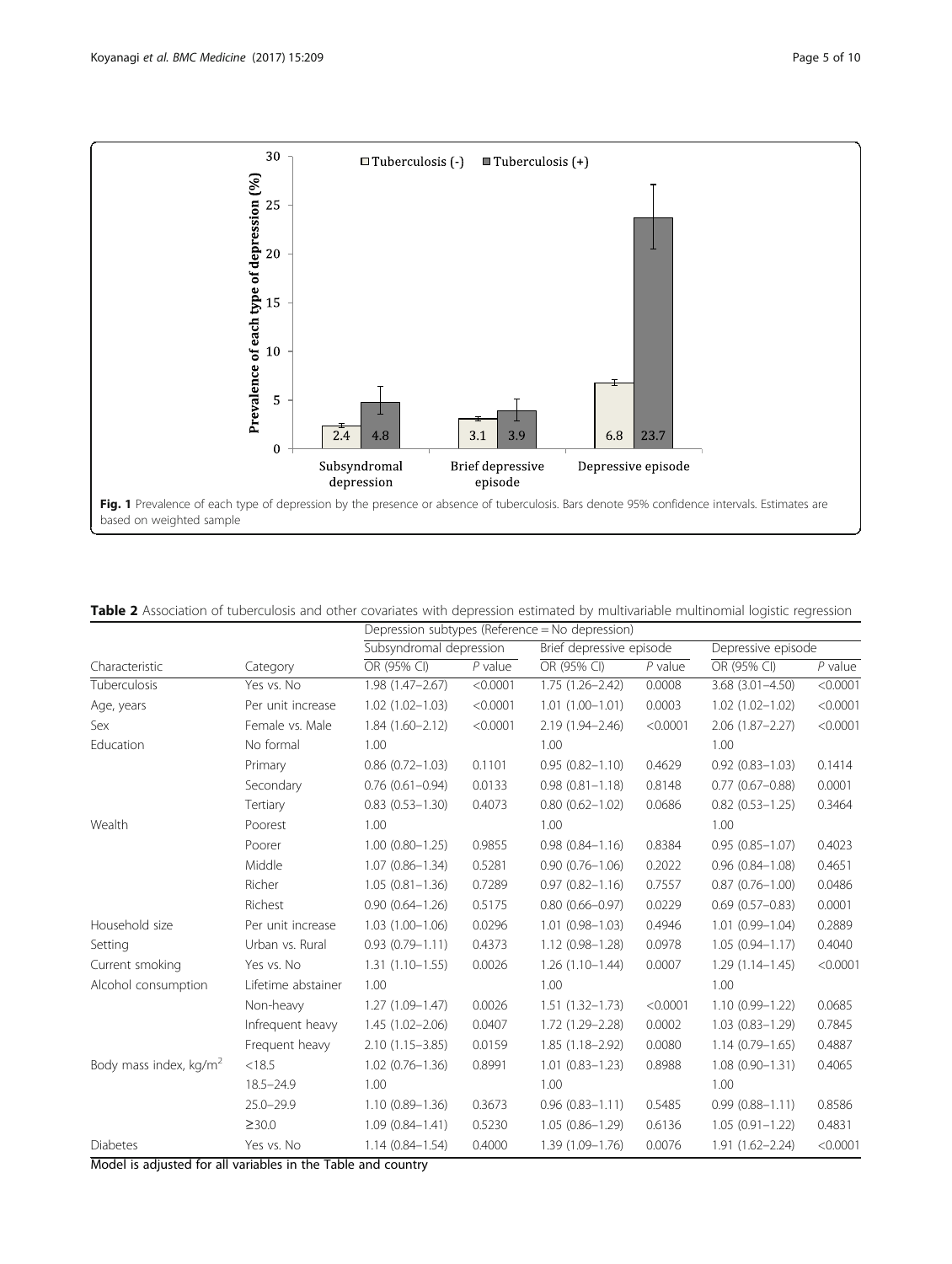**Fig. 1** Prevalence of each type of depression by the presence or absence of tuberculosis. Bars denote 95% confidence intervals. Estimates are based on weighted sample

**Table 2** Association of tuberculosis and other covariates with depression estimated by multivariable multinomial logistic regression

| | | Depression subtypes (Reference = No depression) | | | | | |
|---|---|---|---|---|---|---|---|
| | | Subsyndromal depression | | Brief depressive episode | | Depressive episode | |
| Characteristic | Category | OR (95% CI) | *P* value | OR (95% CI) | *P* value | OR (95% CI) | *P* value |
| Tuberculosis | Yes vs. No | 1.98 (1.47–2.67) | <0.0001 | 1.75 (1.26–2.42) | 0.0008 | 3.68 (3.01–4.50) | <0.0001 |
| Age, years | Per unit increase | 1.02 (1.02–1.03) | <0.0001 | 1.01 (1.00–1.01) | 0.0003 | 1.02 (1.02–1.02) | <0.0001 |
| Sex | Female vs. Male | 1.84 (1.60–2.12) | <0.0001 | 2.19 (1.94–2.46) | <0.0001 | 2.06 (1.87–2.27) | <0.0001 |
| Education | No formal | 1.00 | | 1.00 | | 1.00 | |
| | Primary | 0.86 (0.72–1.03) | 0.1101 | 0.95 (0.82–1.10) | 0.4629 | 0.92 (0.83–1.03) | 0.1414 |
| | Secondary | 0.76 (0.61–0.94) | 0.0133 | 0.98 (0.81–1.18) | 0.8148 | 0.77 (0.67–0.88) | 0.0001 |
| | Tertiary | 0.83 (0.53–1.30) | 0.4073 | 0.80 (0.62–1.02) | 0.0686 | 0.82 (0.53–1.25) | 0.3464 |
| Wealth | Poorest | 1.00 | | 1.00 | | 1.00 | |
| | Poorer | 1.00 (0.80–1.25) | 0.9855 | 0.98 (0.84–1.16) | 0.8384 | 0.95 (0.85–1.07) | 0.4023 |
| | Middle | 1.07 (0.86–1.34) | 0.5281 | 0.90 (0.76–1.06) | 0.2022 | 0.96 (0.84–1.08) | 0.4651 |
| | Richer | 1.05 (0.81–1.36) | 0.7289 | 0.97 (0.82–1.16) | 0.7557 | 0.87 (0.76–1.00) | 0.0486 |
| | Richest | 0.90 (0.64–1.26) | 0.5175 | 0.80 (0.66–0.97) | 0.0229 | 0.69 (0.57–0.83) | 0.0001 |
| Household size | Per unit increase | 1.03 (1.00–1.06) | 0.0296 | 1.01 (0.98–1.03) | 0.4946 | 1.01 (0.99–1.04) | 0.2889 |
| Setting | Urban vs. Rural | 0.93 (0.79–1.11) | 0.4373 | 1.12 (0.98–1.28) | 0.0978 | 1.05 (0.94–1.17) | 0.4040 |
| Current smoking | Yes vs. No | 1.31 (1.10–1.55) | 0.0026 | 1.26 (1.10–1.44) | 0.0007 | 1.29 (1.14–1.45) | <0.0001 |
| Alcohol consumption | Lifetime abstainer | 1.00 | | 1.00 | | 1.00 | |
| | Non-heavy | 1.27 (1.09–1.47) | 0.0026 | 1.51 (1.32–1.73) | <0.0001 | 1.10 (0.99–1.22) | 0.0685 |
| | Infrequent heavy | 1.45 (1.02–2.06) | 0.0407 | 1.72 (1.29–2.28) | 0.0002 | 1.03 (0.83–1.29) | 0.7845 |
| | Frequent heavy | 2.10 (1.15–3.85) | 0.0159 | 1.85 (1.18–2.92) | 0.0080 | 1.14 (0.79–1.65) | 0.4887 |
| Body mass index, kg/m$^2$ | <18.5 | 1.02 (0.76–1.36) | 0.8991 | 1.01 (0.83–1.23) | 0.8988 | 1.08 (0.90–1.31) | 0.4065 |
| | 18.5–24.9 | 1.00 | | 1.00 | | 1.00 | |
| | 25.0–29.9 | 1.10 (0.89–1.36) | 0.3673 | 0.96 (0.83–1.11) | 0.5485 | 0.99 (0.88–1.11) | 0.8586 |
| | ≥30.0 | 1.09 (0.84–1.41) | 0.5230 | 1.05 (0.86–1.29) | 0.6136 | 1.05 (0.91–1.22) | 0.4831 |
| Diabetes | Yes vs. No | 1.14 (0.84–1.54) | 0.4000 | 1.39 (1.09–1.76) | 0.0076 | 1.91 (1.62–2.24) | <0.0001 |

Model is adjusted for all variables in the Table and country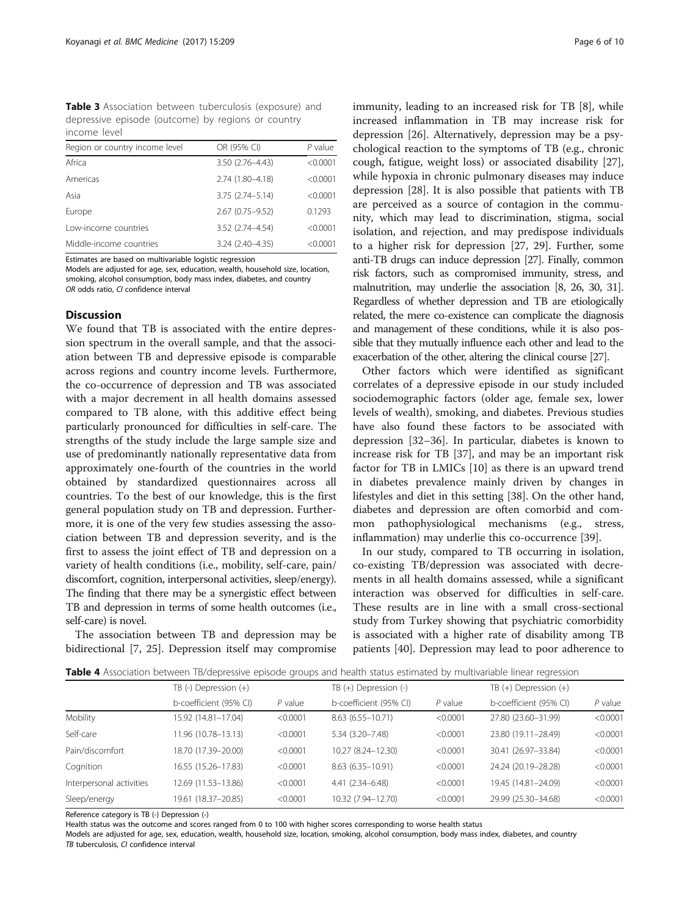**Table 3** Association between tuberculosis (exposure) and depressive episode (outcome) by regions or country income level

| Region or country income level | OR (95% CI) | P value |
|---|---|---|
| Africa | 3.50 (2.76–4.43) | <0.0001 |
| Americas | 2.74 (1.80–4.18) | <0.0001 |
| Asia | 3.75 (2.74–5.14) | <0.0001 |
| Europe | 2.67 (0.75–9.52) | 0.1293 |
| Low-income countries | 3.52 (2.74–4.54) | <0.0001 |
| Middle-income countries | 3.24 (2.40–4.35) | <0.0001 |

Estimates are based on multivariable logistic regression
Models are adjusted for age, sex, education, wealth, household size, location, smoking, alcohol consumption, body mass index, diabetes, and country
*OR* odds ratio, *CI* confidence interval

## Discussion

We found that TB is associated with the entire depression spectrum in the overall sample, and that the association between TB and depressive episode is comparable across regions and country income levels. Furthermore, the co-occurrence of depression and TB was associated with a major decrement in all health domains assessed compared to TB alone, with this additive effect being particularly pronounced for difficulties in self-care. The strengths of the study include the large sample size and use of predominantly nationally representative data from approximately one-fourth of the countries in the world obtained by standardized questionnaires across all countries. To the best of our knowledge, this is the first general population study on TB and depression. Furthermore, it is one of the very few studies assessing the association between TB and depression severity, and is the first to assess the joint effect of TB and depression on a variety of health conditions (i.e., mobility, self-care, pain/discomfort, cognition, interpersonal activities, sleep/energy). The finding that there may be a synergistic effect between TB and depression in terms of some health outcomes (i.e., self-care) is novel.

The association between TB and depression may be bidirectional [7, 25]. Depression itself may compromise immunity, leading to an increased risk for TB [8], while increased inflammation in TB may increase risk for depression [26]. Alternatively, depression may be a psychological reaction to the symptoms of TB (e.g., chronic cough, fatigue, weight loss) or associated disability [27], while hypoxia in chronic pulmonary diseases may induce depression [28]. It is also possible that patients with TB are perceived as a source of contagion in the community, which may lead to discrimination, stigma, social isolation, and rejection, and may predispose individuals to a higher risk for depression [27, 29]. Further, some anti-TB drugs can induce depression [27]. Finally, common risk factors, such as compromised immunity, stress, and malnutrition, may underlie the association [8, 26, 30, 31]. Regardless of whether depression and TB are etiologically related, the mere co-existence can complicate the diagnosis and management of these conditions, while it is also possible that they mutually influence each other and lead to the exacerbation of the other, altering the clinical course [27].

Other factors which were identified as significant correlates of a depressive episode in our study included sociodemographic factors (older age, female sex, lower levels of wealth), smoking, and diabetes. Previous studies have also found these factors to be associated with depression [32–36]. In particular, diabetes is known to increase risk for TB [37], and may be an important risk factor for TB in LMICs [10] as there is an upward trend in diabetes prevalence mainly driven by changes in lifestyles and diet in this setting [38]. On the other hand, diabetes and depression are often comorbid and common pathophysiological mechanisms (e.g., stress, inflammation) may underlie this co-occurrence [39].

In our study, compared to TB occurring in isolation, co-existing TB/depression was associated with decrements in all health domains assessed, while a significant interaction was observed for difficulties in self-care. These results are in line with a small cross-sectional study from Turkey showing that psychiatric comorbidity is associated with a higher rate of disability among TB patients [40]. Depression may lead to poor adherence to

**Table 4** Association between TB/depressive episode groups and health status estimated by multivariable linear regression

| | TB (-) Depression (+) | | TB (+) Depression (-) | | TB (+) Depression (+) | |
|---|---|---|---|---|---|---|
| | b-coefficient (95% CI) | P value | b-coefficient (95% CI) | P value | b-coefficient (95% CI) | P value |
| Mobility | 15.92 (14.81–17.04) | <0.0001 | 8.63 (6.55–10.71) | <0.0001 | 27.80 (23.60–31.99) | <0.0001 |
| Self-care | 11.96 (10.78–13.13) | <0.0001 | 5.34 (3.20–7.48) | <0.0001 | 23.80 (19.11–28.49) | <0.0001 |
| Pain/discomfort | 18.70 (17.39–20.00) | <0.0001 | 10.27 (8.24–12.30) | <0.0001 | 30.41 (26.97–33.84) | <0.0001 |
| Cognition | 16.55 (15.26–17.83) | <0.0001 | 8.63 (6.35–10.91) | <0.0001 | 24.24 (20.19–28.28) | <0.0001 |
| Interpersonal activities | 12.69 (11.53–13.86) | <0.0001 | 4.41 (2.34–6.48) | <0.0001 | 19.45 (14.81–24.09) | <0.0001 |
| Sleep/energy | 19.61 (18.37–20.85) | <0.0001 | 10.32 (7.94–12.70) | <0.0001 | 29.99 (25.30–34.68) | <0.0001 |

Reference category is TB (-) Depression (-)
Health status was the outcome and scores ranged from 0 to 100 with higher scores corresponding to worse health status
Models are adjusted for age, sex, education, wealth, household size, location, smoking, alcohol consumption, body mass index, diabetes, and country
*TB* tuberculosis, *CI* confidence interval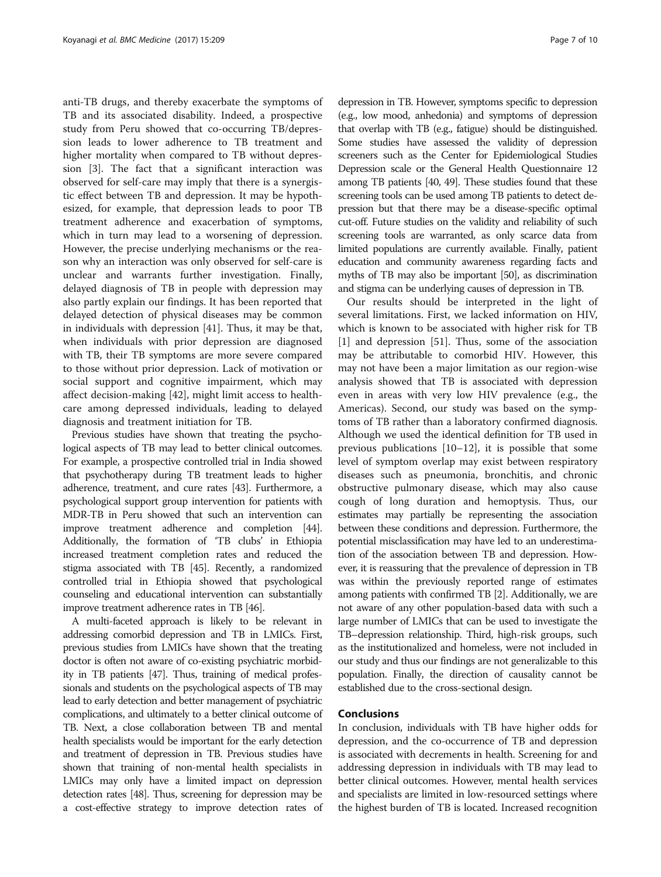anti-TB drugs, and thereby exacerbate the symptoms of TB and its associated disability. Indeed, a prospective study from Peru showed that co-occurring TB/depression leads to lower adherence to TB treatment and higher mortality when compared to TB without depression [3]. The fact that a significant interaction was observed for self-care may imply that there is a synergistic effect between TB and depression. It may be hypothesized, for example, that depression leads to poor TB treatment adherence and exacerbation of symptoms, which in turn may lead to a worsening of depression. However, the precise underlying mechanisms or the reason why an interaction was only observed for self-care is unclear and warrants further investigation. Finally, delayed diagnosis of TB in people with depression may also partly explain our findings. It has been reported that delayed detection of physical diseases may be common in individuals with depression [41]. Thus, it may be that, when individuals with prior depression are diagnosed with TB, their TB symptoms are more severe compared to those without prior depression. Lack of motivation or social support and cognitive impairment, which may affect decision-making [42], might limit access to healthcare among depressed individuals, leading to delayed diagnosis and treatment initiation for TB.

Previous studies have shown that treating the psychological aspects of TB may lead to better clinical outcomes. For example, a prospective controlled trial in India showed that psychotherapy during TB treatment leads to higher adherence, treatment, and cure rates [43]. Furthermore, a psychological support group intervention for patients with MDR-TB in Peru showed that such an intervention can improve treatment adherence and completion [44]. Additionally, the formation of 'TB clubs' in Ethiopia increased treatment completion rates and reduced the stigma associated with TB [45]. Recently, a randomized controlled trial in Ethiopia showed that psychological counseling and educational intervention can substantially improve treatment adherence rates in TB [46].

A multi-faceted approach is likely to be relevant in addressing comorbid depression and TB in LMICs. First, previous studies from LMICs have shown that the treating doctor is often not aware of co-existing psychiatric morbidity in TB patients [47]. Thus, training of medical professionals and students on the psychological aspects of TB may lead to early detection and better management of psychiatric complications, and ultimately to a better clinical outcome of TB. Next, a close collaboration between TB and mental health specialists would be important for the early detection and treatment of depression in TB. Previous studies have shown that training of non-mental health specialists in LMICs may only have a limited impact on depression detection rates [48]. Thus, screening for depression may be a cost-effective strategy to improve detection rates of depression in TB. However, symptoms specific to depression (e.g., low mood, anhedonia) and symptoms of depression that overlap with TB (e.g., fatigue) should be distinguished. Some studies have assessed the validity of depression screeners such as the Center for Epidemiological Studies Depression scale or the General Health Questionnaire 12 among TB patients [40, 49]. These studies found that these screening tools can be used among TB patients to detect depression but that there may be a disease-specific optimal cut-off. Future studies on the validity and reliability of such screening tools are warranted, as only scarce data from limited populations are currently available. Finally, patient education and community awareness regarding facts and myths of TB may also be important [50], as discrimination and stigma can be underlying causes of depression in TB.

Our results should be interpreted in the light of several limitations. First, we lacked information on HIV, which is known to be associated with higher risk for TB [1] and depression [51]. Thus, some of the association may be attributable to comorbid HIV. However, this may not have been a major limitation as our region-wise analysis showed that TB is associated with depression even in areas with very low HIV prevalence (e.g., the Americas). Second, our study was based on the symptoms of TB rather than a laboratory confirmed diagnosis. Although we used the identical definition for TB used in previous publications [10–12], it is possible that some level of symptom overlap may exist between respiratory diseases such as pneumonia, bronchitis, and chronic obstructive pulmonary disease, which may also cause cough of long duration and hemoptysis. Thus, our estimates may partially be representing the association between these conditions and depression. Furthermore, the potential misclassification may have led to an underestimation of the association between TB and depression. However, it is reassuring that the prevalence of depression in TB was within the previously reported range of estimates among patients with confirmed TB [2]. Additionally, we are not aware of any other population-based data with such a large number of LMICs that can be used to investigate the TB–depression relationship. Third, high-risk groups, such as the institutionalized and homeless, were not included in our study and thus our findings are not generalizable to this population. Finally, the direction of causality cannot be established due to the cross-sectional design.

## Conclusions

In conclusion, individuals with TB have higher odds for depression, and the co-occurrence of TB and depression is associated with decrements in health. Screening for and addressing depression in individuals with TB may lead to better clinical outcomes. However, mental health services and specialists are limited in low-resourced settings where the highest burden of TB is located. Increased recognition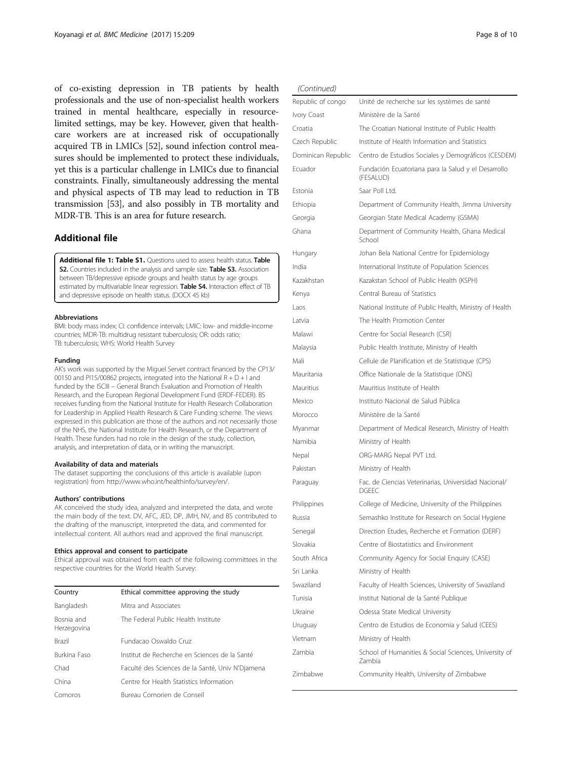of co-existing depression in TB patients by health professionals and the use of non-specialist health workers trained in mental healthcare, especially in resource-limited settings, may be key. However, given that healthcare workers are at increased risk of occupationally acquired TB in LMICs [52], sound infection control measures should be implemented to protect these individuals, yet this is a particular challenge in LMICs due to financial constraints. Finally, simultaneously addressing the mental and physical aspects of TB may lead to reduction in TB transmission [53], and also possibly in TB mortality and MDR-TB. This is an area for future research.

## Additional file

**Additional file 1: Table S1.** Questions used to assess health status. **Table S2.** Countries included in the analysis and sample size. **Table S3.** Association between TB/depressive episode groups and health status by age groups estimated by multivariable linear regression. **Table S4.** Interaction effect of TB and depressive episode on health status. (DOCX 45 kb)

#### Abbreviations

BMI: body mass index; CI: confidence intervals; LMIC: low- and middle-income countries; MDR-TB: multidrug resistant tuberculosis; OR: odds ratio; TB: tuberculosis; WHS: World Health Survey

#### Funding

AK's work was supported by the Miguel Servet contract financed by the CP13/00150 and PI15/00862 projects, integrated into the National R + D + I and funded by the ISCIII – General Branch Evaluation and Promotion of Health Research, and the European Regional Development Fund (ERDF-FEDER). BS receives funding from the National Institute for Health Research Collaboration for Leadership in Applied Health Research & Care Funding scheme. The views expressed in this publication are those of the authors and not necessarily those of the NHS, the National Institute for Health Research, or the Department of Health. These funders had no role in the design of the study, collection, analysis, and interpretation of data, or in writing the manuscript.

#### Availability of data and materials

The dataset supporting the conclusions of this article is available (upon registration) from http://www.who.int/healthinfo/survey/en/.

#### Authors' contributions

AK conceived the study idea, analyzed and interpreted the data, and wrote the main body of the text. DV, AFC, JED, DP, JMH, NV, and BS contributed to the drafting of the manuscript, interpreted the data, and commented for intellectual content. All authors read and approved the final manuscript.

#### Ethics approval and consent to participate

Ethical approval was obtained from each of the following committees in the respective countries for the World Health Survey:

| Country | Ethical committee approving the study |
|---|---|
| Bangladesh | Mitra and Associates |
| Bosnia and Herzegovina | The Federal Public Health Institute |
| Brazil | Fundacao Oswaldo Cruz |
| Burkina Faso | Institut de Recherche en Sciences de la Santé |
| Chad | Faculté des Sciences de la Santé, Univ N'Djamena |
| China | Centre for Health Statistics Information |
| Comoros | Bureau Comorien de Conseil |
| Republic of congo | Unité de recherche sur les systèmes de santé |
| Ivory Coast | Ministère de la Santé |
| Croatia | The Croatian National Institute of Public Health |
| Czech Republic | Institute of Health Information and Statistics |
| Dominican Republic | Centro de Estudios Sociales y Demográficos (CESDEM) |
| Ecuador | Fundación Ecuatoriana para la Salud y el Desarrollo (FESALUD) |
| Estonia | Saar Poll Ltd. |
| Ethiopia | Department of Community Health, Jimma University |
| Georgia | Georgian State Medical Academy (GSMA) |
| Ghana | Department of Community Health, Ghana Medical School |
| Hungary | Johan Bela National Centre for Epidemiology |
| India | International Institute of Population Sciences |
| Kazakhstan | Kazakstan School of Public Health (KSPH) |
| Kenya | Central Bureau of Statistics |
| Laos | National Institute of Public Health, Ministry of Health |
| Latvia | The Health Promotion Center |
| Malawi | Centre for Social Research (CSR) |
| Malaysia | Public Health Institute, Ministry of Health |
| Mali | Cellule de Planification et de Statistique (CPS) |
| Mauritania | Office Nationale de la Statistique (ONS) |
| Mauritius | Mauritius Institute of Health |
| Mexico | Instituto Nacional de Salud Pública |
| Morocco | Ministère de la Santé |
| Myanmar | Department of Medical Research, Ministry of Health |
| Namibia | Ministry of Health |
| Nepal | ORG-MARG Nepal PVT Ltd. |
| Pakistan | Ministry of Health |
| Paraguay | Fac. de Ciencias Veterinarias, Universidad Nacional/ DGEEC |
| Philippines | College of Medicine, University of the Philippines |
| Russia | Semashko Institute for Research on Social Hygiene |
| Senegal | Direction Etudes, Recherche et Formation (DERF) |
| Slovakia | Centre of Biostatistics and Environment |
| South Africa | Community Agency for Social Enquiry (CASE) |
| Sri Lanka | Ministry of Health |
| Swaziland | Faculty of Health Sciences, University of Swaziland |
| Tunisia | Institut National de la Santé Publique |
| Ukraine | Odessa State Medical University |
| Uruguay | Centro de Estudios de Economia y Salud (CEES) |
| Vietnam | Ministry of Health |
| Zambia | School of Humanities & Social Sciences, University of Zambia |
| Zimbabwe | Community Health, University of Zimbabwe |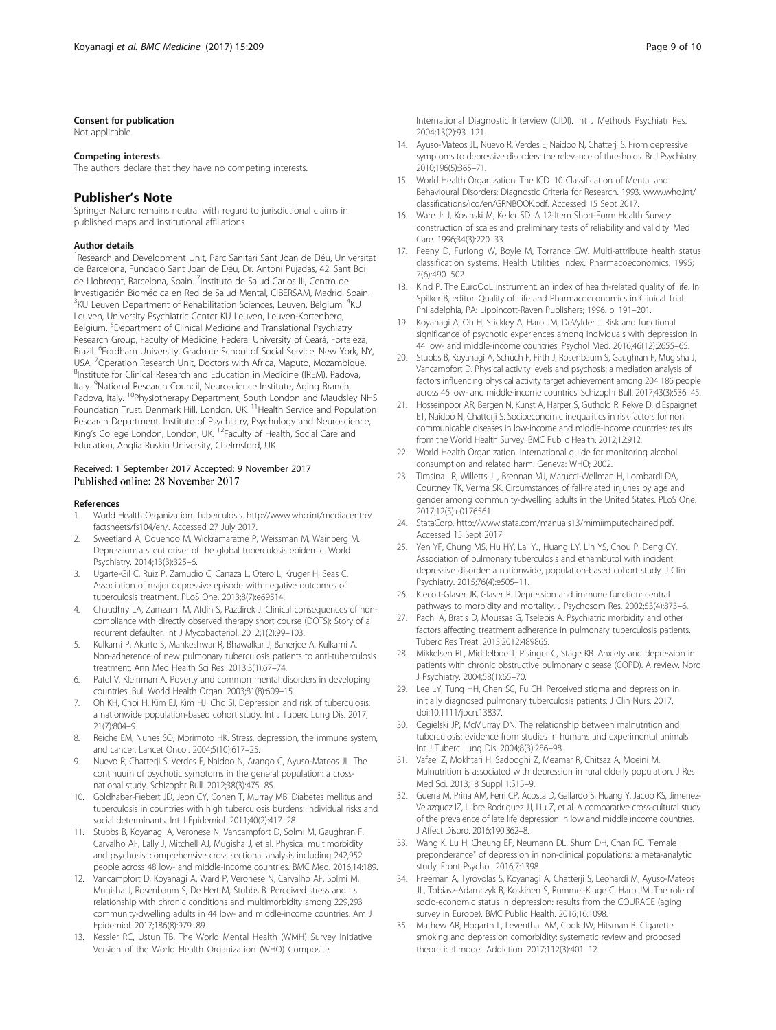#### Consent for publication
Not applicable.

#### Competing interests
The authors declare that they have no competing interests.

### Publisher's Note
Springer Nature remains neutral with regard to jurisdictional claims in published maps and institutional affiliations.

#### Author details
[1]Research and Development Unit, Parc Sanitari Sant Joan de Déu, Universitat de Barcelona, Fundació Sant Joan de Déu, Dr. Antoni Pujadas, 42, Sant Boi de Llobregat, Barcelona, Spain. [2]Instituto de Salud Carlos III, Centro de Investigación Biomédica en Red de Salud Mental, CIBERSAM, Madrid, Spain. [3]KU Leuven Department of Rehabilitation Sciences, Leuven, Belgium. [4]KU Leuven, University Psychiatric Center KU Leuven, Leuven-Kortenberg, Belgium. [5]Department of Clinical Medicine and Translational Psychiatry Research Group, Faculty of Medicine, Federal University of Ceará, Fortaleza, Brazil. [6]Fordham University, Graduate School of Social Service, New York, NY, USA. [7]Operation Research Unit, Doctors with Africa, Maputo, Mozambique. [8]Institute for Clinical Research and Education in Medicine (IREM), Padova, Italy. [9]National Research Council, Neuroscience Institute, Aging Branch, Padova, Italy. [10]Physiotherapy Department, South London and Maudsley NHS Foundation Trust, Denmark Hill, London, UK. [11]Health Service and Population Research Department, Institute of Psychiatry, Psychology and Neuroscience, King's College London, London, UK. [12]Faculty of Health, Social Care and Education, Anglia Ruskin University, Chelmsford, UK.

Received: 1 September 2017 Accepted: 9 November 2017
Published online: 28 November 2017

#### References
1. World Health Organization. Tuberculosis. http://www.who.int/mediacentre/factsheets/fs104/en/. Accessed 27 July 2017.
2. Sweetland A, Oquendo M, Wickramaratne P, Weissman M, Wainberg M. Depression: a silent driver of the global tuberculosis epidemic. World Psychiatry. 2014;13(3):325–6.
3. Ugarte-Gil C, Ruiz P, Zamudio C, Canaza L, Otero L, Kruger H, Seas C. Association of major depressive episode with negative outcomes of tuberculosis treatment. PLoS One. 2013;8(7):e69514.
4. Chaudhry LA, Zamzami M, Aldin S, Pazdirek J. Clinical consequences of non-compliance with directly observed therapy short course (DOTS): Story of a recurrent defaulter. Int J Mycobacteriol. 2012;1(2):99–103.
5. Kulkarni P, Akarte S, Mankeshwar R, Bhawalkar J, Banerjee A, Kulkarni A. Non-adherence of new pulmonary tuberculosis patients to anti-tuberculosis treatment. Ann Med Health Sci Res. 2013;3(1):67–74.
6. Patel V, Kleinman A. Poverty and common mental disorders in developing countries. Bull World Health Organ. 2003;81(8):609–15.
7. Oh KH, Choi H, Kim EJ, Kim HJ, Cho SI. Depression and risk of tuberculosis: a nationwide population-based cohort study. Int J Tuberc Lung Dis. 2017;21(7):804–9.
8. Reiche EM, Nunes SO, Morimoto HK. Stress, depression, the immune system, and cancer. Lancet Oncol. 2004;5(10):617–25.
9. Nuevo R, Chatterji S, Verdes E, Naidoo N, Arango C, Ayuso-Mateos JL. The continuum of psychotic symptoms in the general population: a cross-national study. Schizophr Bull. 2012;38(3):475–85.
10. Goldhaber-Fiebert JD, Jeon CY, Cohen T, Murray MB. Diabetes mellitus and tuberculosis in countries with high tuberculosis burdens: individual risks and social determinants. Int J Epidemiol. 2011;40(2):417–28.
11. Stubbs B, Koyanagi A, Veronese N, Vancampfort D, Solmi M, Gaughran F, Carvalho AF, Lally J, Mitchell AJ, Mugisha J, et al. Physical multimorbidity and psychosis: comprehensive cross sectional analysis including 242,952 people across 48 low- and middle-income countries. BMC Med. 2016;14:189.
12. Vancampfort D, Koyanagi A, Ward P, Veronese N, Carvalho AF, Solmi M, Mugisha J, Rosenbaum S, De Hert M, Stubbs B. Perceived stress and its relationship with chronic conditions and multimorbidity among 229,293 community-dwelling adults in 44 low- and middle-income countries. Am J Epidemiol. 2017;186(8):979–89.
13. Kessler RC, Ustun TB. The World Mental Health (WMH) Survey Initiative Version of the World Health Organization (WHO) Composite International Diagnostic Interview (CIDI). Int J Methods Psychiatr Res. 2004;13(2):93–121.
14. Ayuso-Mateos JL, Nuevo R, Verdes E, Naidoo N, Chatterji S. From depressive symptoms to depressive disorders: the relevance of thresholds. Br J Psychiatry. 2010;196(5):365–71.
15. World Health Organization. The ICD–10 Classification of Mental and Behavioural Disorders: Diagnostic Criteria for Research. 1993. www.who.int/classifications/icd/en/GRNBOOK.pdf. Accessed 15 Sept 2017.
16. Ware Jr J, Kosinski M, Keller SD. A 12-Item Short-Form Health Survey: construction of scales and preliminary tests of reliability and validity. Med Care. 1996;34(3):220–33.
17. Feeny D, Furlong W, Boyle M, Torrance GW. Multi-attribute health status classification systems. Health Utilities Index. Pharmacoeconomics. 1995;7(6):490–502.
18. Kind P. The EuroQoL instrument: an index of health-related quality of life. In: Spilker B, editor. Quality of Life and Pharmacoeconomics in Clinical Trial. Philadelphia, PA: Lippincott-Raven Publishers; 1996. p. 191–201.
19. Koyanagi A, Oh H, Stickley A, Haro JM, DeVylder J. Risk and functional significance of psychotic experiences among individuals with depression in 44 low- and middle-income countries. Psychol Med. 2016;46(12):2655–65.
20. Stubbs B, Koyanagi A, Schuch F, Firth J, Rosenbaum S, Gaughran F, Mugisha J, Vancampfort D. Physical activity levels and psychosis: a mediation analysis of factors influencing physical activity target achievement among 204 186 people across 46 low- and middle-income countries. Schizophr Bull. 2017;43(3):536–45.
21. Hosseinpoor AR, Bergen N, Kunst A, Harper S, Guthold R, Rekve D, d'Espaignet ET, Naidoo N, Chatterji S. Socioeconomic inequalities in risk factors for non communicable diseases in low-income and middle-income countries: results from the World Health Survey. BMC Public Health. 2012;12:912.
22. World Health Organization. International guide for monitoring alcohol consumption and related harm. Geneva: WHO; 2002.
23. Timsina LR, Willetts JL, Brennan MJ, Marucci-Wellman H, Lombardi DA, Courtney TK, Verma SK. Circumstances of fall-related injuries by age and gender among community-dwelling adults in the United States. PLoS One. 2017;12(5):e0176561.
24. StataCorp. http://www.stata.com/manuals13/mimiimputechained.pdf. Accessed 15 Sept 2017.
25. Yen YF, Chung MS, Hu HY, Lai YJ, Huang LY, Lin YS, Chou P, Deng CY. Association of pulmonary tuberculosis and ethambutol with incident depressive disorder: a nationwide, population-based cohort study. J Clin Psychiatry. 2015;76(4):e505–11.
26. Kiecolt-Glaser JK, Glaser R. Depression and immune function: central pathways to morbidity and mortality. J Psychosom Res. 2002;53(4):873–6.
27. Pachi A, Bratis D, Moussas G, Tselebis A. Psychiatric morbidity and other factors affecting treatment adherence in pulmonary tuberculosis patients. Tuberc Res Treat. 2013;2012:489865.
28. Mikkelsen RL, Middelboe T, Pisinger C, Stage KB. Anxiety and depression in patients with chronic obstructive pulmonary disease (COPD). A review. Nord J Psychiatry. 2004;58(1):65–70.
29. Lee LY, Tung HH, Chen SC, Fu CH. Perceived stigma and depression in initially diagnosed pulmonary tuberculosis patients. J Clin Nurs. 2017. doi:10.1111/jocn.13837.
30. Cegielski JP, McMurray DN. The relationship between malnutrition and tuberculosis: evidence from studies in humans and experimental animals. Int J Tuberc Lung Dis. 2004;8(3):286–98.
31. Vafaei Z, Mokhtari H, Sadooghi Z, Meamar R, Chitsaz A, Moeini M. Malnutrition is associated with depression in rural elderly population. J Res Med Sci. 2013;18 Suppl 1:S15–9.
32. Guerra M, Prina AM, Ferri CP, Acosta D, Gallardo S, Huang Y, Jacob KS, Jimenez-Velazquez IZ, Llibre Rodriguez JJ, Liu Z, et al. A comparative cross-cultural study of the prevalence of late life depression in low and middle income countries. J Affect Disord. 2016;190:362–8.
33. Wang K, Lu H, Cheung EF, Neumann DL, Shum DH, Chan RC. "Female preponderance" of depression in non-clinical populations: a meta-analytic study. Front Psychol. 2016;7:1398.
34. Freeman A, Tyrovolas S, Koyanagi A, Chatterji S, Leonardi M, Ayuso-Mateos JL, Tobiasz-Adamczyk B, Koskinen S, Rummel-Kluge C, Haro JM. The role of socio-economic status in depression: results from the COURAGE (aging survey in Europe). BMC Public Health. 2016;16:1098.
35. Mathew AR, Hogarth L, Leventhal AM, Cook JW, Hitsman B. Cigarette smoking and depression comorbidity: systematic review and proposed theoretical model. Addiction. 2017;112(3):401–12.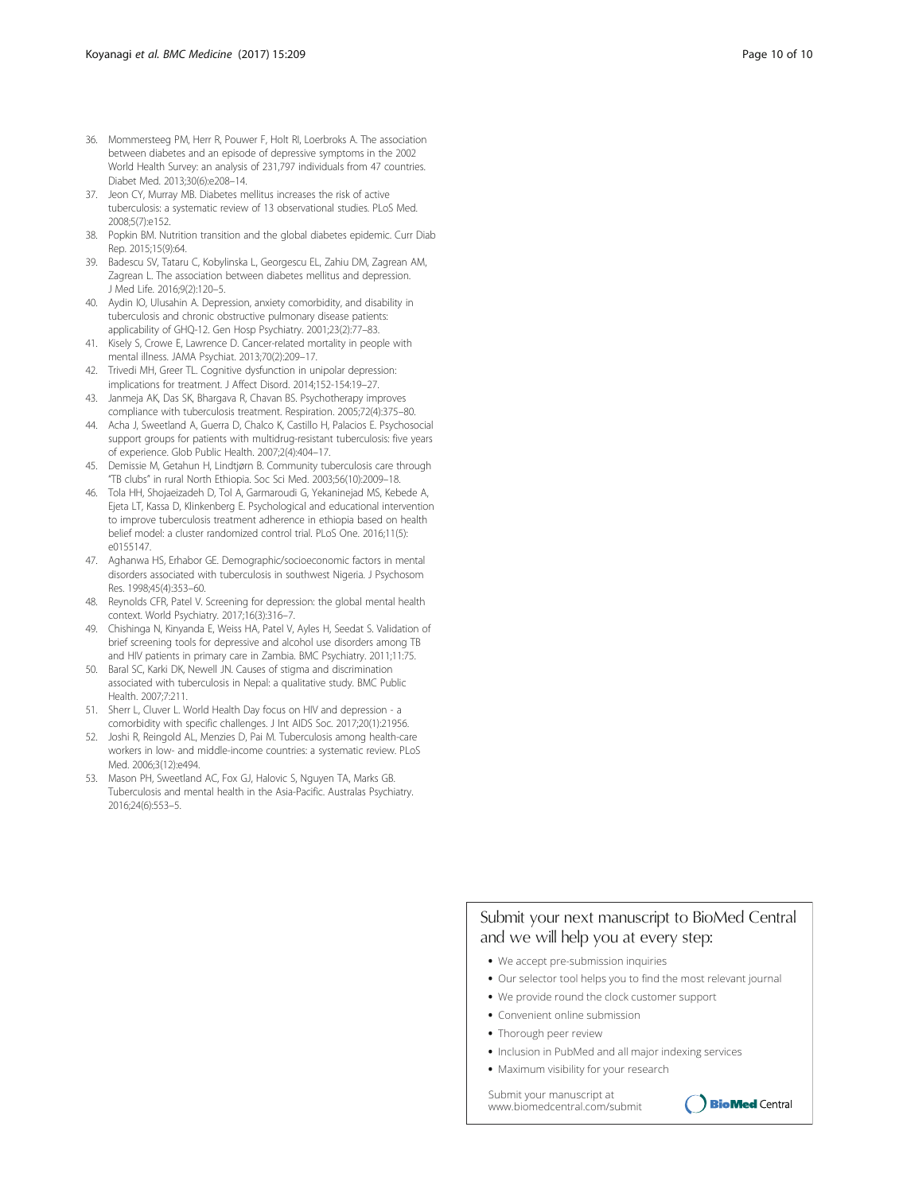36. Mommersteeg PM, Herr R, Pouwer F, Holt RI, Loerbroks A. The association between diabetes and an episode of depressive symptoms in the 2002 World Health Survey: an analysis of 231,797 individuals from 47 countries. Diabet Med. 2013;30(6):e208–14.
37. Jeon CY, Murray MB. Diabetes mellitus increases the risk of active tuberculosis: a systematic review of 13 observational studies. PLoS Med. 2008;5(7):e152.
38. Popkin BM. Nutrition transition and the global diabetes epidemic. Curr Diab Rep. 2015;15(9):64.
39. Badescu SV, Tataru C, Kobylinska L, Georgescu EL, Zahiu DM, Zagrean AM, Zagrean L. The association between diabetes mellitus and depression. J Med Life. 2016;9(2):120–5.
40. Aydin IO, Ulusahin A. Depression, anxiety comorbidity, and disability in tuberculosis and chronic obstructive pulmonary disease patients: applicability of GHQ-12. Gen Hosp Psychiatry. 2001;23(2):77–83.
41. Kisely S, Crowe E, Lawrence D. Cancer-related mortality in people with mental illness. JAMA Psychiat. 2013;70(2):209–17.
42. Trivedi MH, Greer TL. Cognitive dysfunction in unipolar depression: implications for treatment. J Affect Disord. 2014;152-154:19–27.
43. Janmeja AK, Das SK, Bhargava R, Chavan BS. Psychotherapy improves compliance with tuberculosis treatment. Respiration. 2005;72(4):375–80.
44. Acha J, Sweetland A, Guerra D, Chalco K, Castillo H, Palacios E. Psychosocial support groups for patients with multidrug-resistant tuberculosis: five years of experience. Glob Public Health. 2007;2(4):404–17.
45. Demissie M, Getahun H, Lindtjørn B. Community tuberculosis care through "TB clubs" in rural North Ethiopia. Soc Sci Med. 2003;56(10):2009–18.
46. Tola HH, Shojaeizadeh D, Tol A, Garmaroudi G, Yekaninejad MS, Kebede A, Ejeta LT, Kassa D, Klinkenberg E. Psychological and educational intervention to improve tuberculosis treatment adherence in ethiopia based on health belief model: a cluster randomized control trial. PLoS One. 2016;11(5): e0155147.
47. Aghanwa HS, Erhabor GE. Demographic/socioeconomic factors in mental disorders associated with tuberculosis in southwest Nigeria. J Psychosom Res. 1998;45(4):353–60.
48. Reynolds CFR, Patel V. Screening for depression: the global mental health context. World Psychiatry. 2017;16(3):316–7.
49. Chishinga N, Kinyanda E, Weiss HA, Patel V, Ayles H, Seedat S. Validation of brief screening tools for depressive and alcohol use disorders among TB and HIV patients in primary care in Zambia. BMC Psychiatry. 2011;11:75.
50. Baral SC, Karki DK, Newell JN. Causes of stigma and discrimination associated with tuberculosis in Nepal: a qualitative study. BMC Public Health. 2007;7:211.
51. Sherr L, Cluver L. World Health Day focus on HIV and depression - a comorbidity with specific challenges. J Int AIDS Soc. 2017;20(1):21956.
52. Joshi R, Reingold AL, Menzies D, Pai M. Tuberculosis among health-care workers in low- and middle-income countries: a systematic review. PLoS Med. 2006;3(12):e494.
53. Mason PH, Sweetland AC, Fox GJ, Halovic S, Nguyen TA, Marks GB. Tuberculosis and mental health in the Asia-Pacific. Australas Psychiatry. 2016;24(6):553–5.

Submit your next manuscript to BioMed Central and we will help you at every step:

- We accept pre-submission inquiries
- Our selector tool helps you to find the most relevant journal
- We provide round the clock customer support
- Convenient online submission
- Thorough peer review
- Inclusion in PubMed and all major indexing services
- Maximum visibility for your research

Submit your manuscript at www.biomedcentral.com/submit

BioMed Central